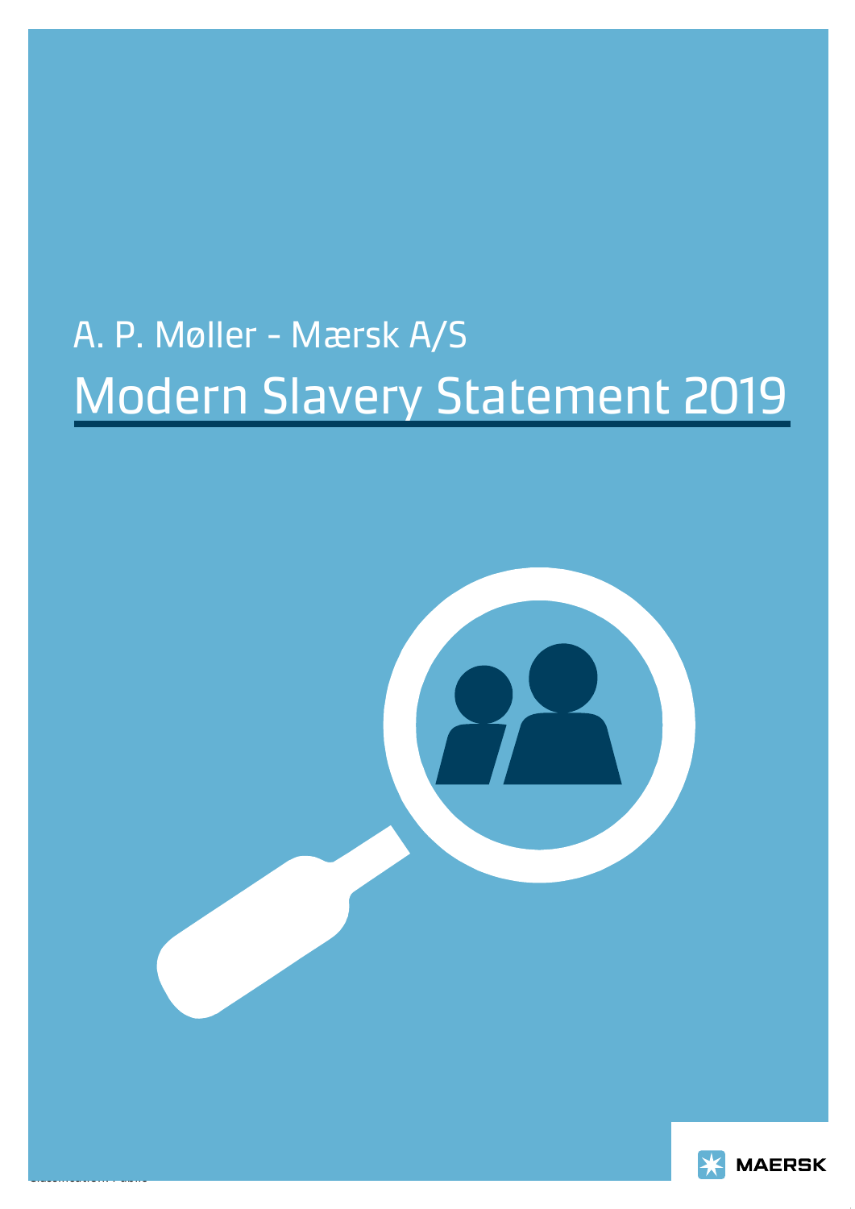A. P. Møller - Mærsk A/S

# Modern Slavery Statement 2019

MAERSK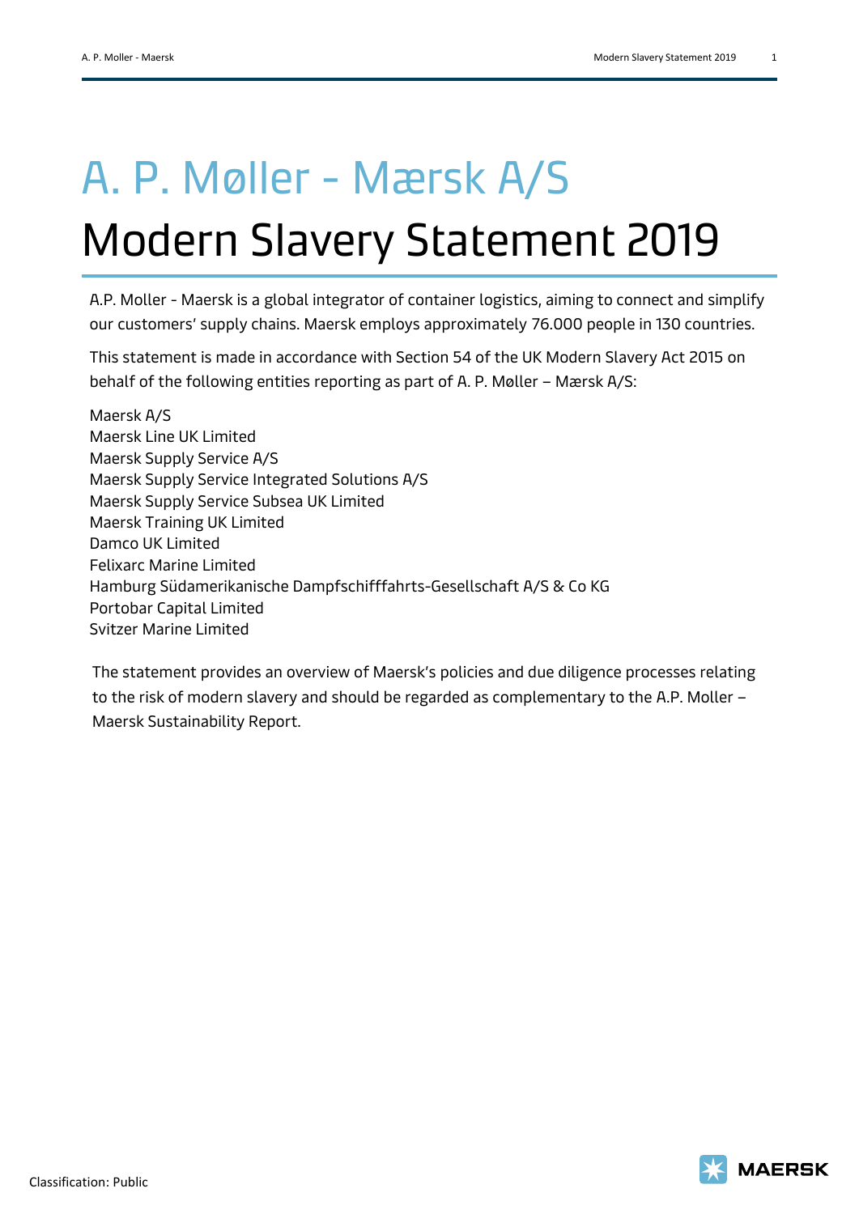# A. P. Møller - Mærsk A/S

# Modern Slavery Statement 2019

A.P. Moller - Maersk is a global integrator of container logistics, aiming to connect and simplify our customers' supply chains. Maersk employs approximately 76.000 people in 130 countries.

This statement is made in accordance with Section 54 of the UK Modern Slavery Act 2015 on behalf of the following entities reporting as part of A. P. Møller – Mærsk A/S:

Maersk A/S
Maersk Line UK Limited
Maersk Supply Service A/S
Maersk Supply Service Integrated Solutions A/S
Maersk Supply Service Subsea UK Limited
Maersk Training UK Limited
Damco UK Limited
Felixarc Marine Limited
Hamburg Südamerikanische Dampfschifffahrts-Gesellschaft A/S & Co KG
Portobar Capital Limited
Svitzer Marine Limited

The statement provides an overview of Maersk's policies and due diligence processes relating to the risk of modern slavery and should be regarded as complementary to the A.P. Moller – Maersk Sustainability Report.

Classification: Public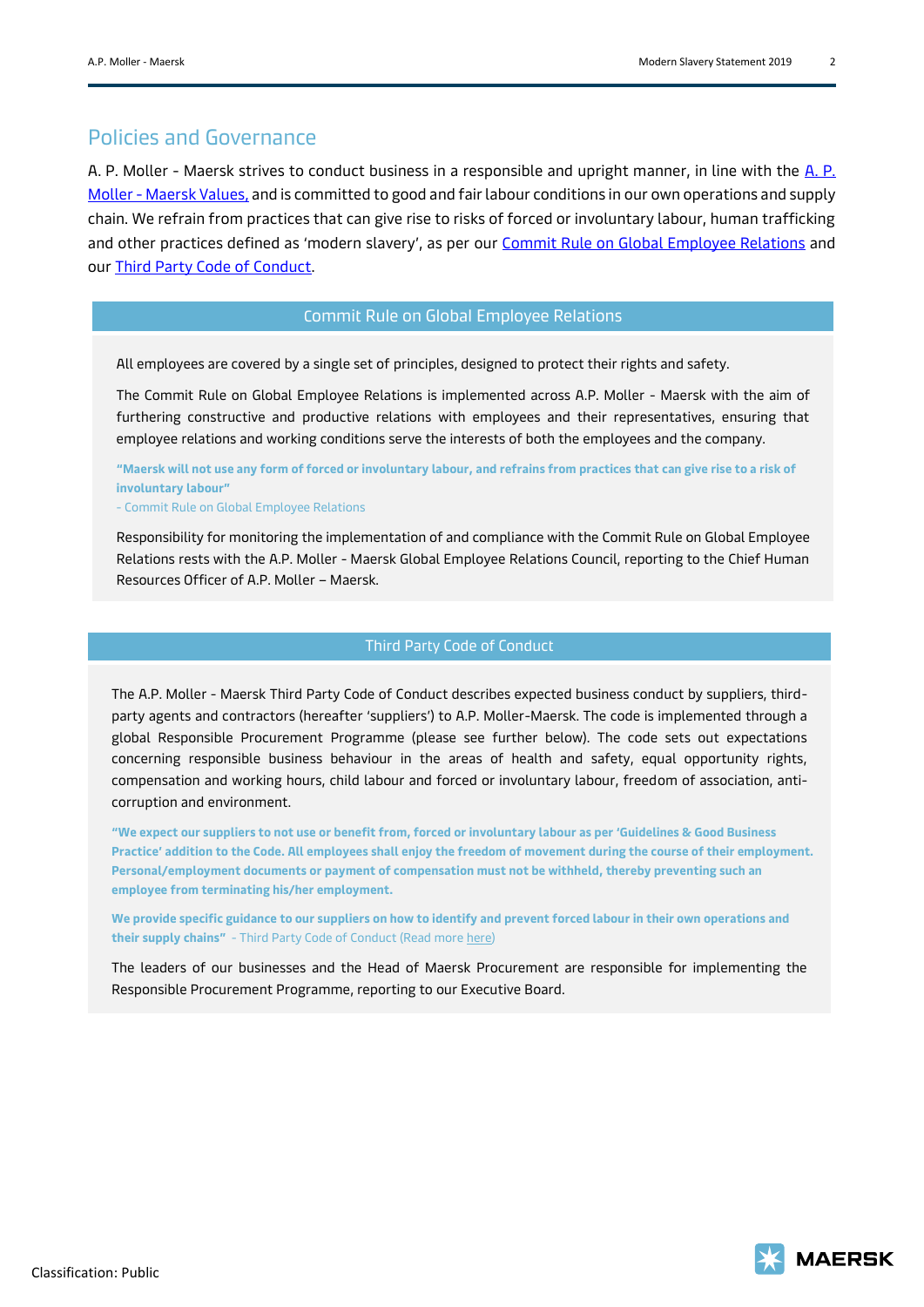## Policies and Governance

A. P. Moller - Maersk strives to conduct business in a responsible and upright manner, in line with the A. P. Moller - Maersk Values, and is committed to good and fair labour conditions in our own operations and supply chain. We refrain from practices that can give rise to risks of forced or involuntary labour, human trafficking and other practices defined as 'modern slavery', as per our Commit Rule on Global Employee Relations and our Third Party Code of Conduct.

### Commit Rule on Global Employee Relations

All employees are covered by a single set of principles, designed to protect their rights and safety.

The Commit Rule on Global Employee Relations is implemented across A.P. Moller - Maersk with the aim of furthering constructive and productive relations with employees and their representatives, ensuring that employee relations and working conditions serve the interests of both the employees and the company.

**"Maersk will not use any form of forced or involuntary labour, and refrains from practices that can give rise to a risk of involuntary labour"**
- Commit Rule on Global Employee Relations

Responsibility for monitoring the implementation of and compliance with the Commit Rule on Global Employee Relations rests with the A.P. Moller - Maersk Global Employee Relations Council, reporting to the Chief Human Resources Officer of A.P. Moller – Maersk.

### Third Party Code of Conduct

The A.P. Moller - Maersk Third Party Code of Conduct describes expected business conduct by suppliers, third-party agents and contractors (hereafter 'suppliers') to A.P. Moller-Maersk. The code is implemented through a global Responsible Procurement Programme (please see further below). The code sets out expectations concerning responsible business behaviour in the areas of health and safety, equal opportunity rights, compensation and working hours, child labour and forced or involuntary labour, freedom of association, anti-corruption and environment.

**"We expect our suppliers to not use or benefit from, forced or involuntary labour as per 'Guidelines & Good Business Practice' addition to the Code. All employees shall enjoy the freedom of movement during the course of their employment. Personal/employment documents or payment of compensation must not be withheld, thereby preventing such an employee from terminating his/her employment.**

**We provide specific guidance to our suppliers on how to identify and prevent forced labour in their own operations and their supply chains"** - Third Party Code of Conduct (Read more here)

The leaders of our businesses and the Head of Maersk Procurement are responsible for implementing the Responsible Procurement Programme, reporting to our Executive Board.

Classification: Public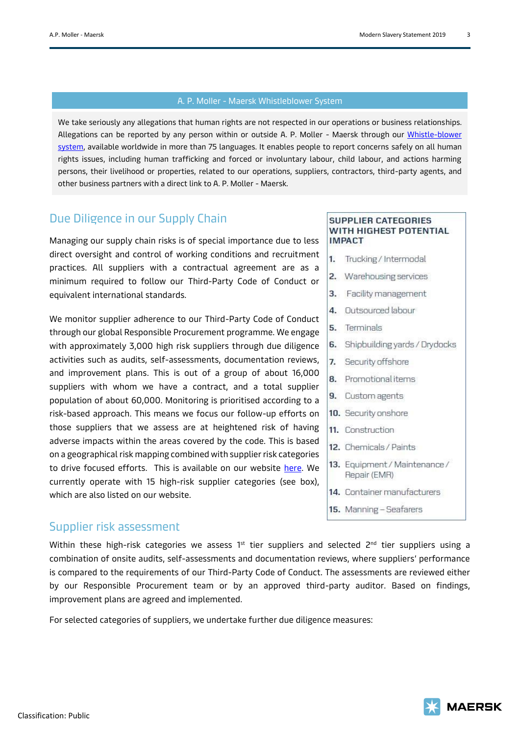### A. P. Moller - Maersk Whistleblower System

We take seriously any allegations that human rights are not respected in our operations or business relationships. Allegations can be reported by any person within or outside A. P. Moller - Maersk through our Whistle-blower system, available worldwide in more than 75 languages. It enables people to report concerns safely on all human rights issues, including human trafficking and forced or involuntary labour, child labour, and actions harming persons, their livelihood or properties, related to our operations, suppliers, contractors, third-party agents, and other business partners with a direct link to A. P. Moller - Maersk.

## Due Diligence in our Supply Chain

Managing our supply chain risks is of special importance due to less direct oversight and control of working conditions and recruitment practices. All suppliers with a contractual agreement are as a minimum required to follow our Third-Party Code of Conduct or equivalent international standards.

We monitor supplier adherence to our Third-Party Code of Conduct through our global Responsible Procurement programme. We engage with approximately 3,000 high risk suppliers through due diligence activities such as audits, self-assessments, documentation reviews, and improvement plans. This is out of a group of about 16,000 suppliers with whom we have a contract, and a total supplier population of about 60,000. Monitoring is prioritised according to a risk-based approach. This means we focus our follow-up efforts on those suppliers that we assess are at heightened risk of having adverse impacts within the areas covered by the code. This is based on a geographical risk mapping combined with supplier risk categories to drive focused efforts. This is available on our website here. We currently operate with 15 high-risk supplier categories (see box), which are also listed on our website.

**SUPPLIER CATEGORIES WITH HIGHEST POTENTIAL IMPACT**

1. Trucking / Intermodal
2. Warehousing services
3. Facility management
4. Outsourced labour
5. Terminals
6. Shipbuilding yards / Drydocks
7. Security offshore
8. Promotional items
9. Custom agents
10. Security onshore
11. Construction
12. Chemicals / Paints
13. Equipment / Maintenance / Repair (EMR)
14. Container manufacturers
15. Manning – Seafarers

## Supplier risk assessment

Within these high-risk categories we assess 1st tier suppliers and selected 2nd tier suppliers using a combination of onsite audits, self-assessments and documentation reviews, where suppliers' performance is compared to the requirements of our Third-Party Code of Conduct. The assessments are reviewed either by our Responsible Procurement team or by an approved third-party auditor. Based on findings, improvement plans are agreed and implemented.

For selected categories of suppliers, we undertake further due diligence measures: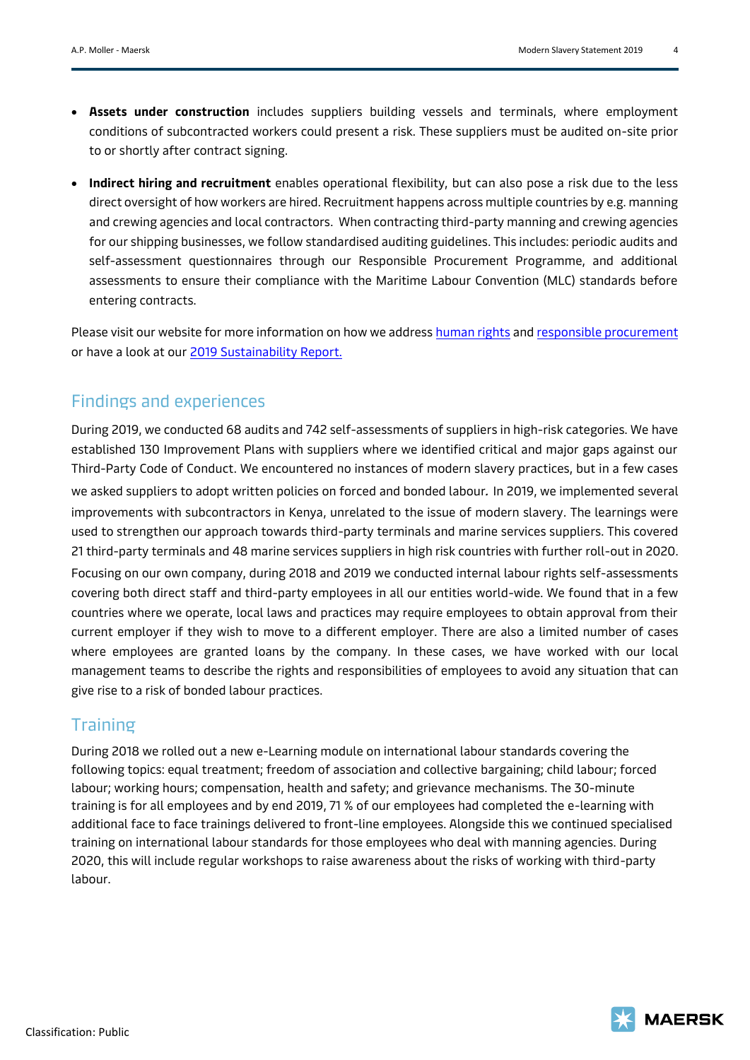- **Assets under construction** includes suppliers building vessels and terminals, where employment conditions of subcontracted workers could present a risk. These suppliers must be audited on-site prior to or shortly after contract signing.
- **Indirect hiring and recruitment** enables operational flexibility, but can also pose a risk due to the less direct oversight of how workers are hired. Recruitment happens across multiple countries by e.g. manning and crewing agencies and local contractors. When contracting third-party manning and crewing agencies for our shipping businesses, we follow standardised auditing guidelines. This includes: periodic audits and self-assessment questionnaires through our Responsible Procurement Programme, and additional assessments to ensure their compliance with the Maritime Labour Convention (MLC) standards before entering contracts.

Please visit our website for more information on how we address human rights and responsible procurement or have a look at our 2019 Sustainability Report.

## Findings and experiences

During 2019, we conducted 68 audits and 742 self-assessments of suppliers in high-risk categories. We have established 130 Improvement Plans with suppliers where we identified critical and major gaps against our Third-Party Code of Conduct. We encountered no instances of modern slavery practices, but in a few cases we asked suppliers to adopt written policies on forced and bonded labour. In 2019, we implemented several improvements with subcontractors in Kenya, unrelated to the issue of modern slavery. The learnings were used to strengthen our approach towards third-party terminals and marine services suppliers. This covered 21 third-party terminals and 48 marine services suppliers in high risk countries with further roll-out in 2020. Focusing on our own company, during 2018 and 2019 we conducted internal labour rights self-assessments covering both direct staff and third-party employees in all our entities world-wide. We found that in a few countries where we operate, local laws and practices may require employees to obtain approval from their current employer if they wish to move to a different employer. There are also a limited number of cases where employees are granted loans by the company. In these cases, we have worked with our local management teams to describe the rights and responsibilities of employees to avoid any situation that can give rise to a risk of bonded labour practices.

## Training

During 2018 we rolled out a new e-Learning module on international labour standards covering the following topics: equal treatment; freedom of association and collective bargaining; child labour; forced labour; working hours; compensation, health and safety; and grievance mechanisms. The 30-minute training is for all employees and by end 2019, 71 % of our employees had completed the e-learning with additional face to face trainings delivered to front-line employees. Alongside this we continued specialised training on international labour standards for those employees who deal with manning agencies. During 2020, this will include regular workshops to raise awareness about the risks of working with third-party labour.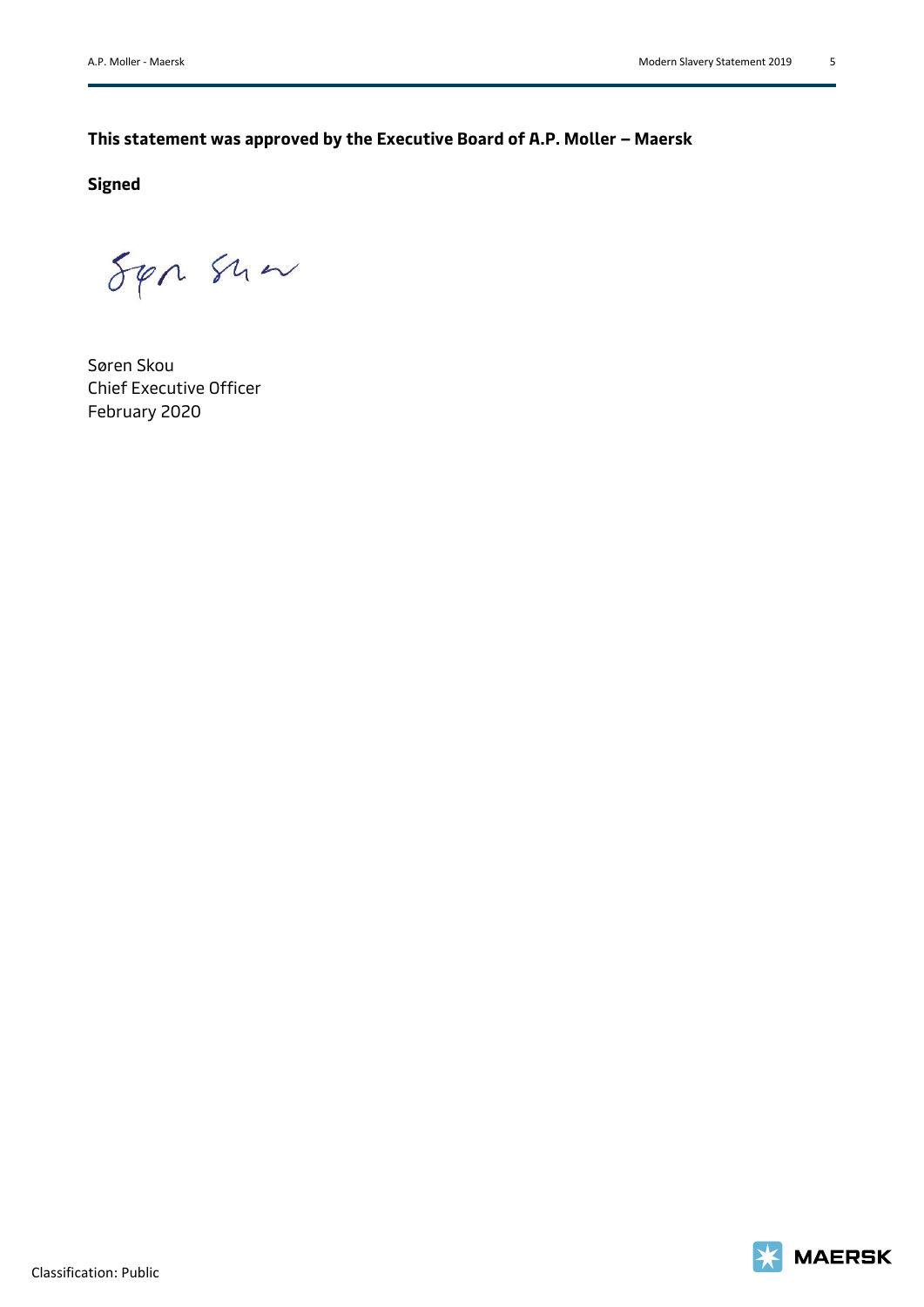**This statement was approved by the Executive Board of A.P. Moller – Maersk**

**Signed**

Søren Skou
Chief Executive Officer
February 2020

Classification: Public